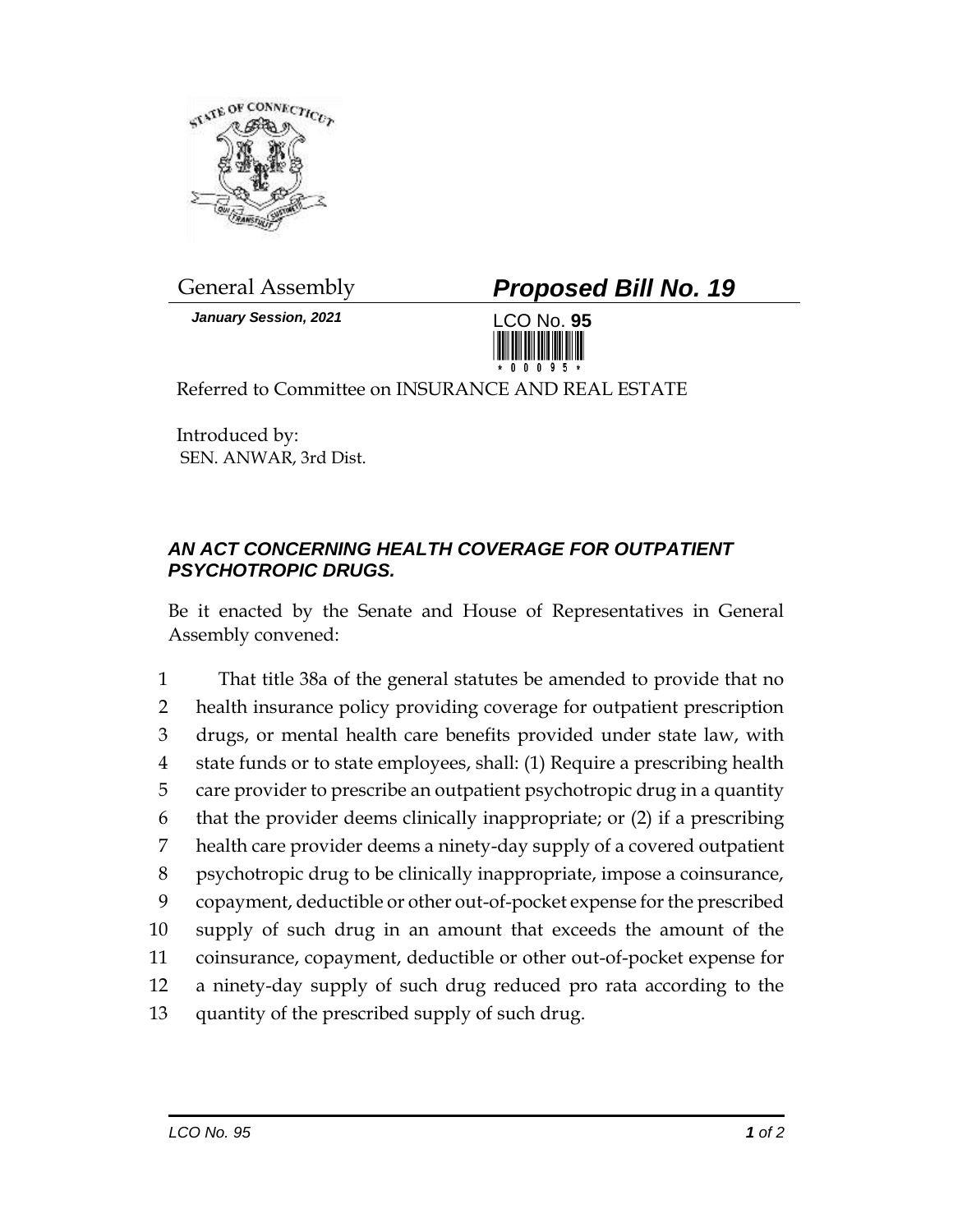General Assembly

# *Proposed Bill No. 19*

***January Session, 2021***

LCO No. **95**

Referred to Committee on INSURANCE AND REAL ESTATE

Introduced by:
SEN. ANWAR, 3rd Dist.

## *AN ACT CONCERNING HEALTH COVERAGE FOR OUTPATIENT PSYCHOTROPIC DRUGS.*

Be it enacted by the Senate and House of Representatives in General Assembly convened:

1 That title 38a of the general statutes be amended to provide that no
2 health insurance policy providing coverage for outpatient prescription
3 drugs, or mental health care benefits provided under state law, with
4 state funds or to state employees, shall: (1) Require a prescribing health
5 care provider to prescribe an outpatient psychotropic drug in a quantity
6 that the provider deems clinically inappropriate; or (2) if a prescribing
7 health care provider deems a ninety-day supply of a covered outpatient
8 psychotropic drug to be clinically inappropriate, impose a coinsurance,
9 copayment, deductible or other out-of-pocket expense for the prescribed
10 supply of such drug in an amount that exceeds the amount of the
11 coinsurance, copayment, deductible or other out-of-pocket expense for
12 a ninety-day supply of such drug reduced pro rata according to the
13 quantity of the prescribed supply of such drug.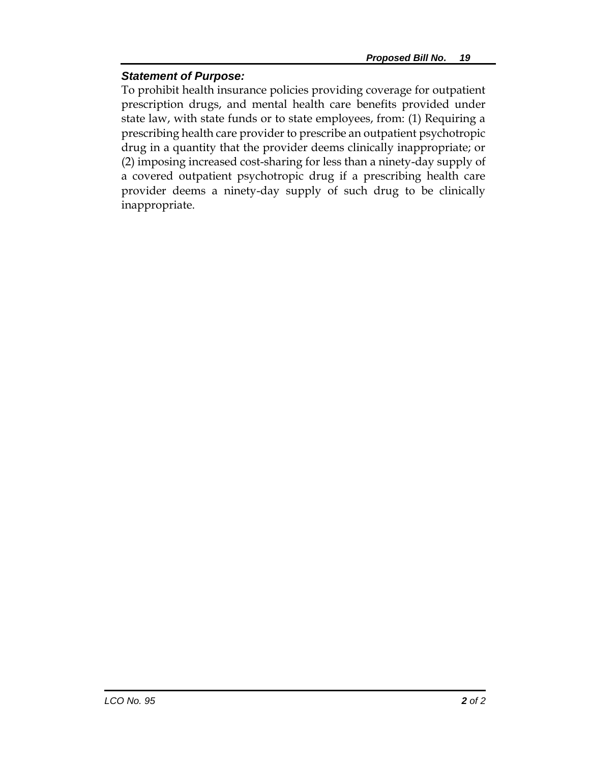***Statement of Purpose:***

To prohibit health insurance policies providing coverage for outpatient prescription drugs, and mental health care benefits provided under state law, with state funds or to state employees, from: (1) Requiring a prescribing health care provider to prescribe an outpatient psychotropic drug in a quantity that the provider deems clinically inappropriate; or (2) imposing increased cost-sharing for less than a ninety-day supply of a covered outpatient psychotropic drug if a prescribing health care provider deems a ninety-day supply of such drug to be clinically inappropriate.